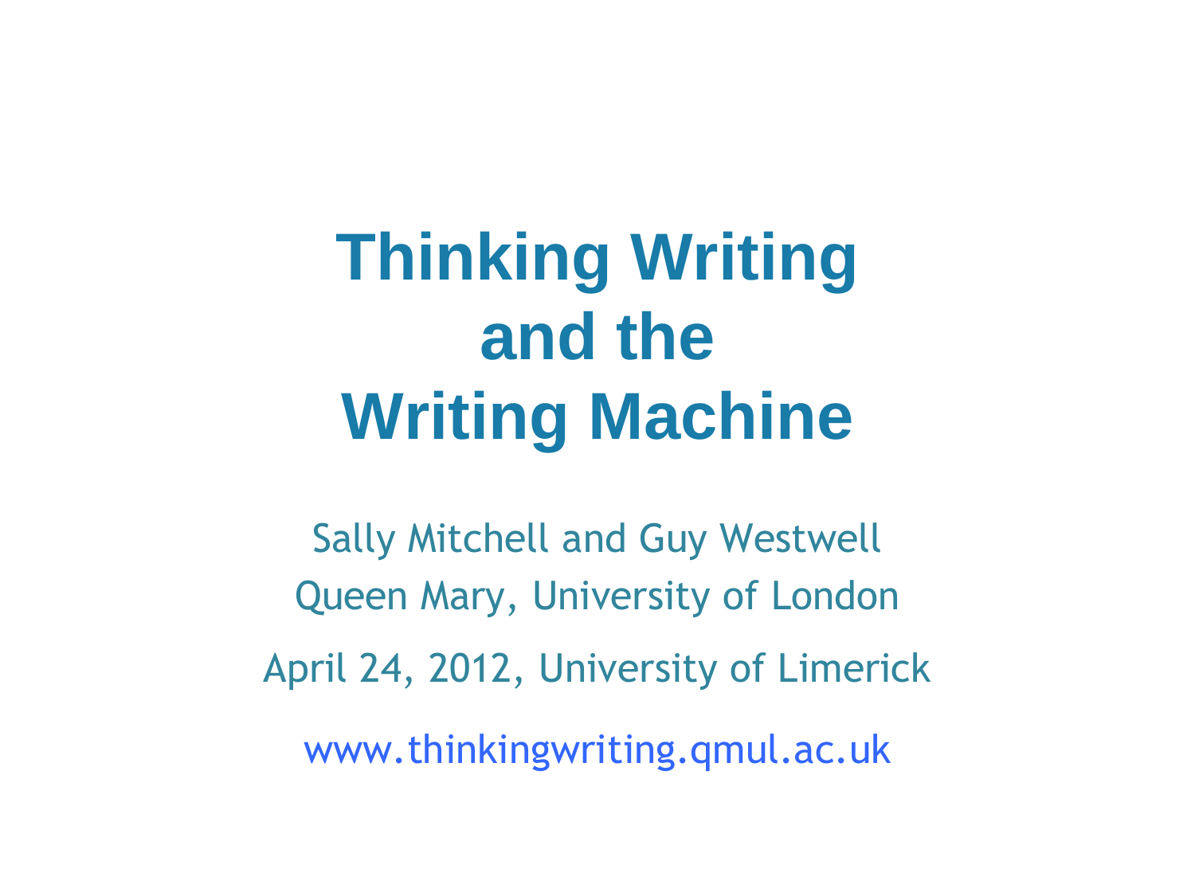# Thinking Writing and the Writing Machine

Sally Mitchell and Guy Westwell

Queen Mary, University of London

April 24, 2012, University of Limerick

www.thinkingwriting.qmul.ac.uk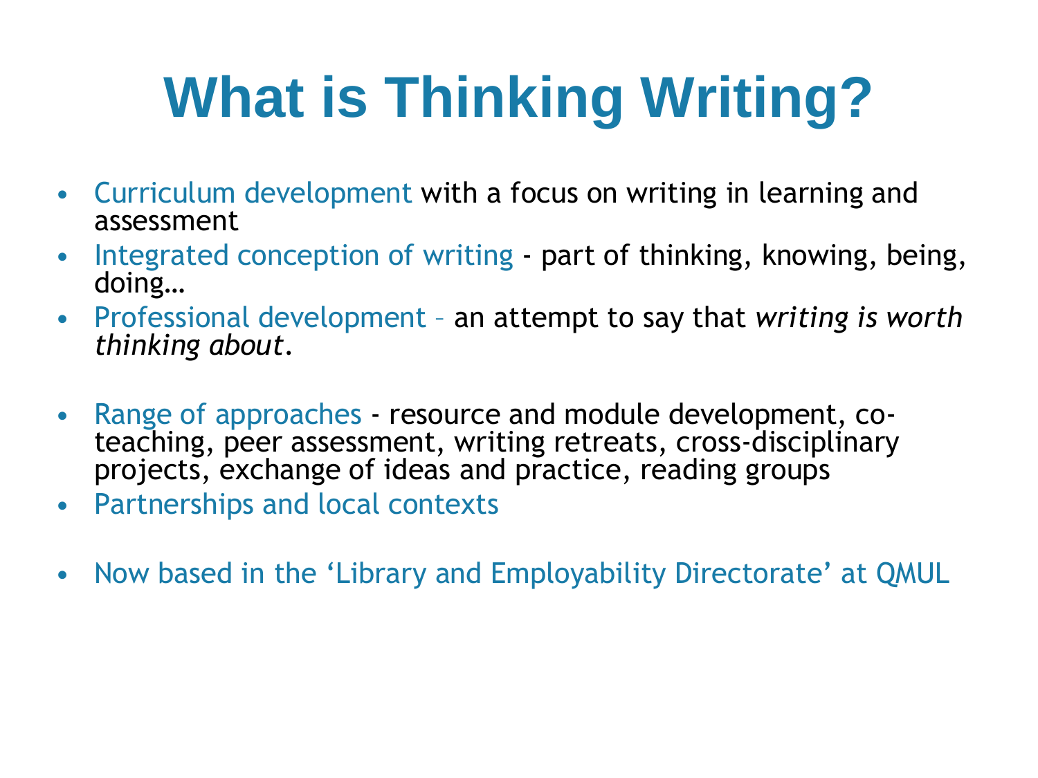# What is Thinking Writing?

- Curriculum development with a focus on writing in learning and assessment
- Integrated conception of writing - part of thinking, knowing, being, doing…
- Professional development – an attempt to say that *writing is worth thinking about*.

- Range of approaches - resource and module development, co-teaching, peer assessment, writing retreats, cross-disciplinary projects, exchange of ideas and practice, reading groups
- Partnerships and local contexts

- Now based in the 'Library and Employability Directorate' at QMUL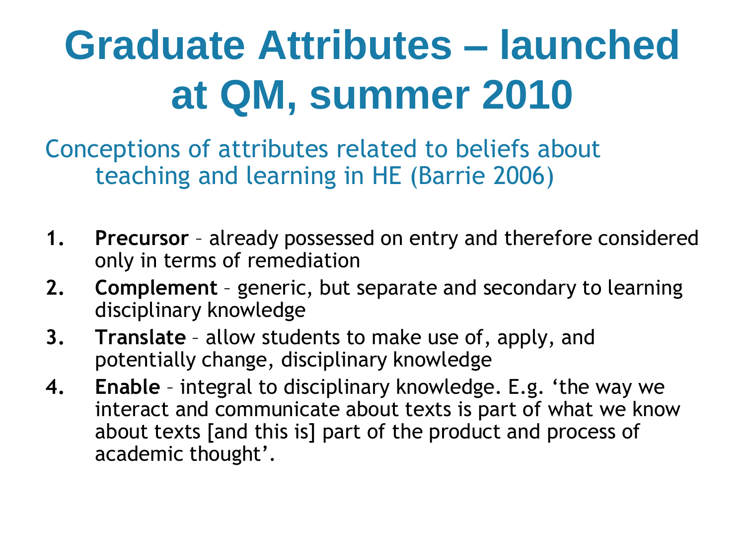# Graduate Attributes – launched at QM, summer 2010

## Conceptions of attributes related to beliefs about teaching and learning in HE (Barrie 2006)

1. **Precursor** – already possessed on entry and therefore considered only in terms of remediation
2. **Complement** – generic, but separate and secondary to learning disciplinary knowledge
3. **Translate** – allow students to make use of, apply, and potentially change, disciplinary knowledge
4. **Enable** – integral to disciplinary knowledge. E.g. ‘the way we interact and communicate about texts is part of what we know about texts [and this is] part of the product and process of academic thought’.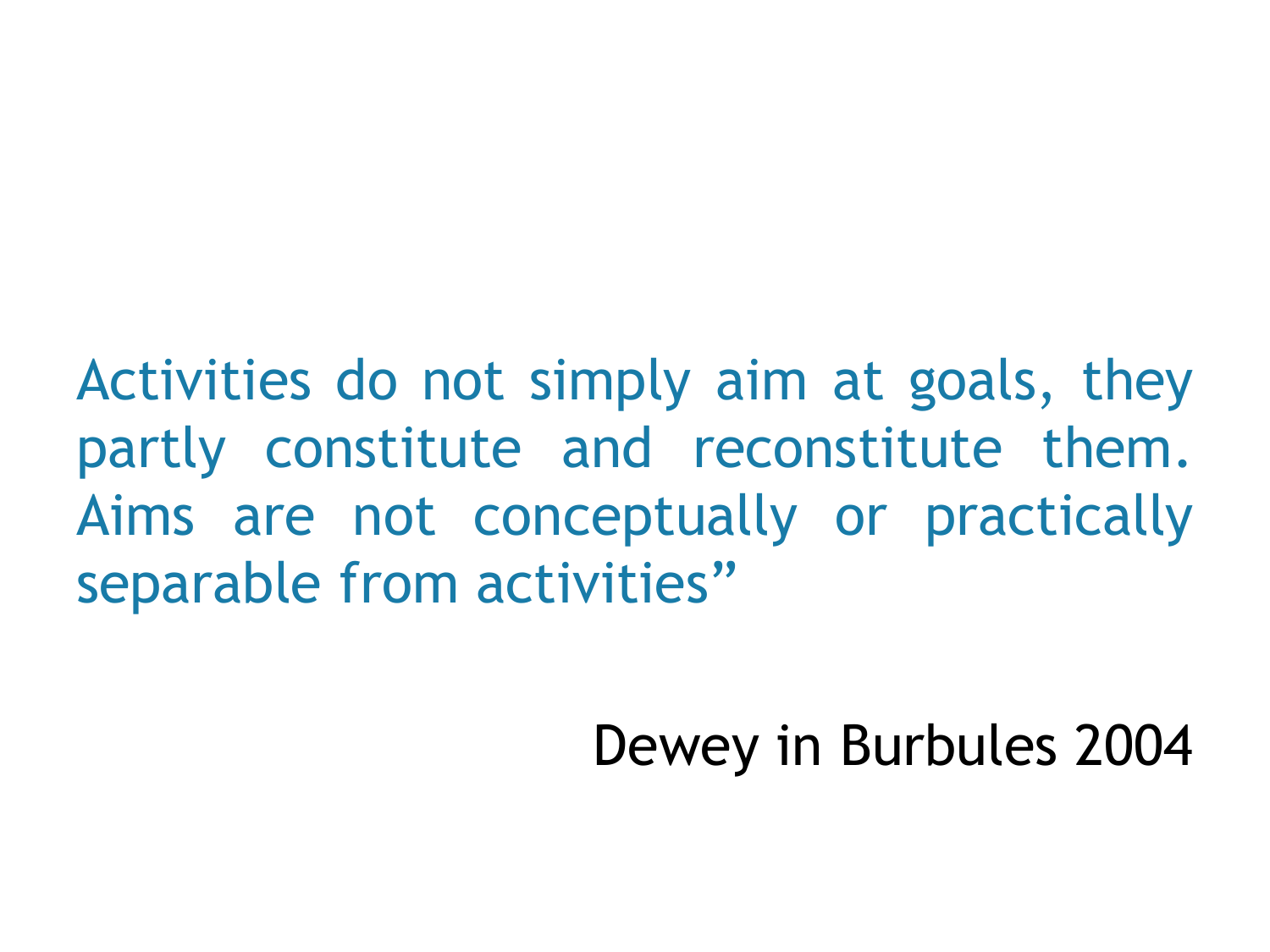Activities do not simply aim at goals, they partly constitute and reconstitute them. Aims are not conceptually or practically separable from activities”

Dewey in Burbules 2004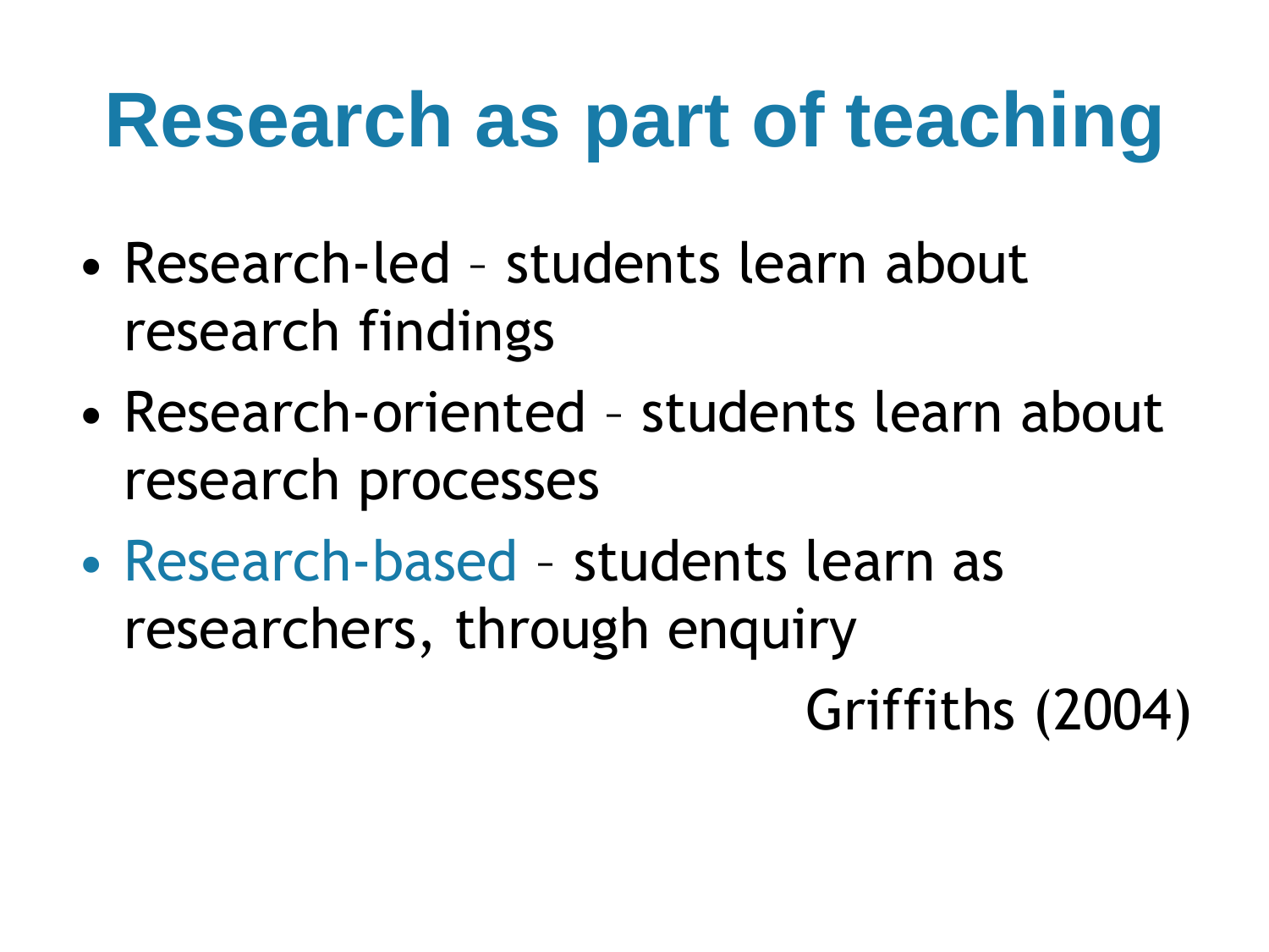# Research as part of teaching

- Research-led – students learn about research findings
- Research-oriented – students learn about research processes
- Research-based – students learn as researchers, through enquiry

Griffiths (2004)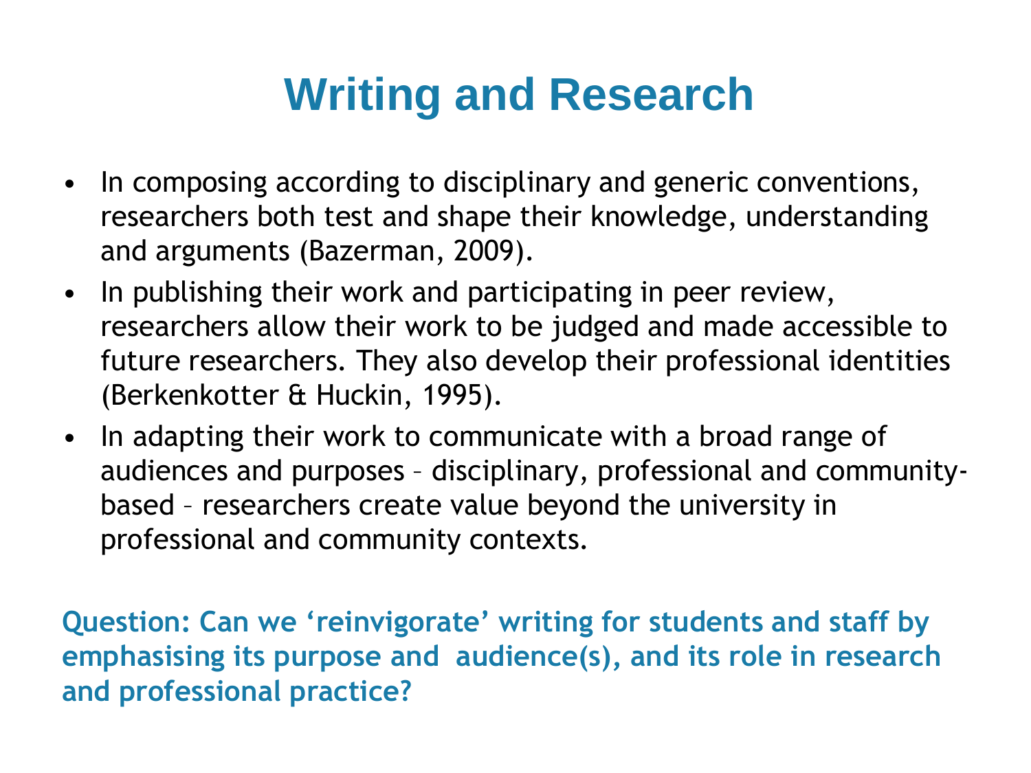# Writing and Research

- In composing according to disciplinary and generic conventions, researchers both test and shape their knowledge, understanding and arguments (Bazerman, 2009).
- In publishing their work and participating in peer review, researchers allow their work to be judged and made accessible to future researchers. They also develop their professional identities (Berkenkotter & Huckin, 1995).
- In adapting their work to communicate with a broad range of audiences and purposes – disciplinary, professional and community-based – researchers create value beyond the university in professional and community contexts.

**Question: Can we ‘reinvigorate’ writing for students and staff by emphasising its purpose and audience(s), and its role in research and professional practice?**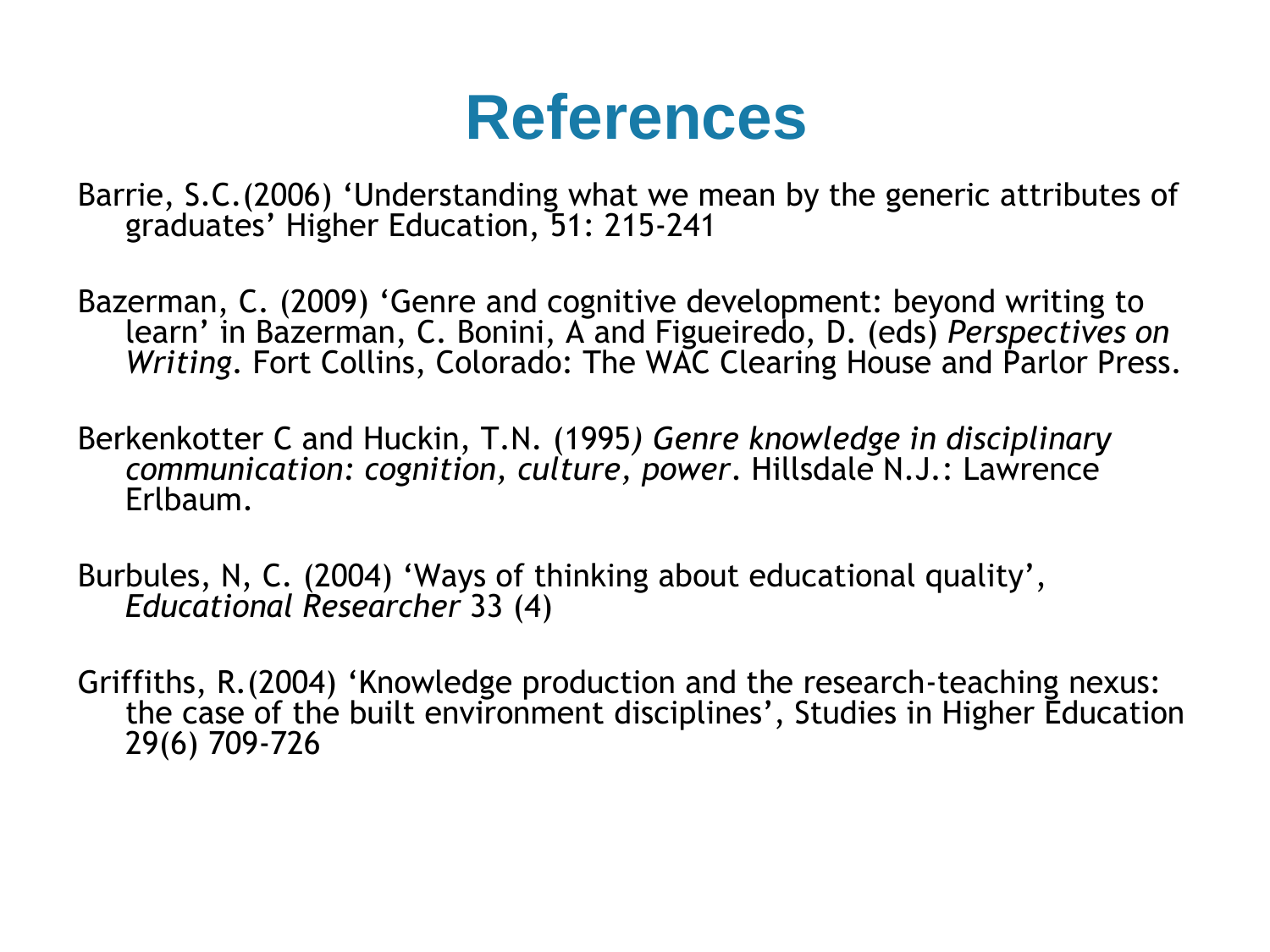# References

Barrie, S.C.(2006) ‘Understanding what we mean by the generic attributes of graduates’ Higher Education, 51: 215-241

Bazerman, C. (2009) ‘Genre and cognitive development: beyond writing to learn’ in Bazerman, C. Bonini, A and Figueiredo, D. (eds) *Perspectives on Writing*. Fort Collins, Colorado: The WAC Clearing House and Parlor Press.

Berkenkotter C and Huckin, T.N. (1995*) Genre knowledge in disciplinary communication: cognition, culture, power*. Hillsdale N.J.: Lawrence Erlbaum.

Burbules, N, C. (2004) ‘Ways of thinking about educational quality’, *Educational Researcher* 33 (4)

Griffiths, R.(2004) ‘Knowledge production and the research-teaching nexus: the case of the built environment disciplines’, Studies in Higher Education 29(6) 709-726